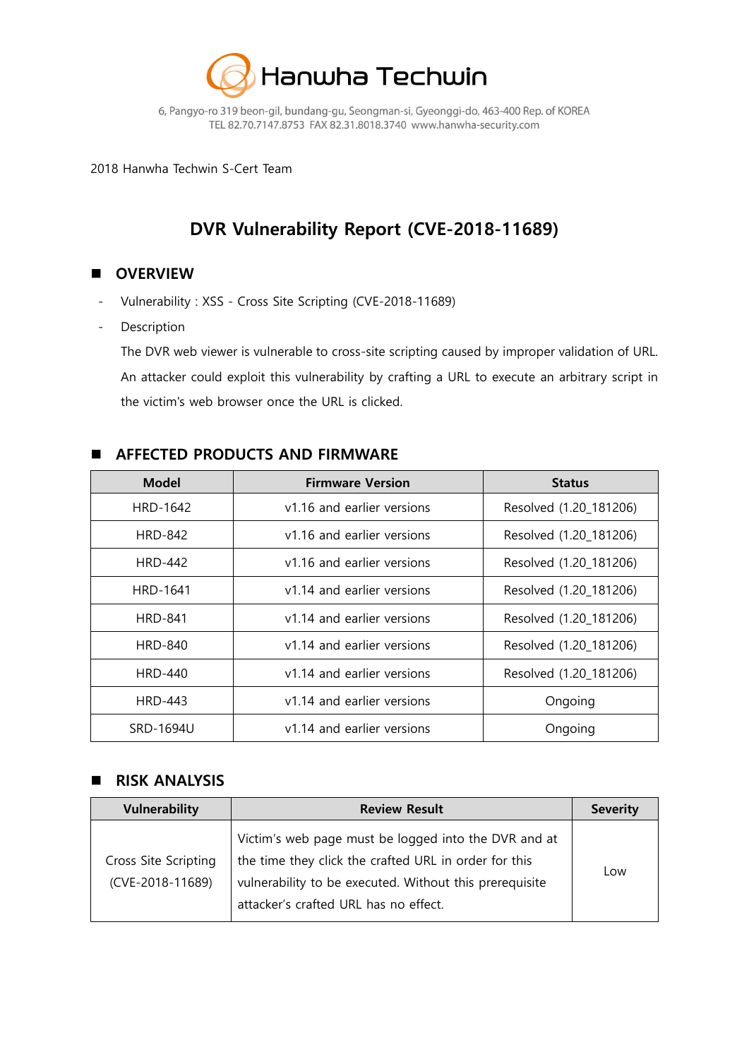# Hanwha Techwin

6, Pangyo-ro 319 beon-gil, bundang-gu, Seongman-si, Gyeonggi-do, 463-400 Rep. of KOREA
TEL 82.70.7147.8753 FAX 82.31.8018.3740 www.hanwha-security.com

2018 Hanwha Techwin S-Cert Team

## DVR Vulnerability Report (CVE-2018-11689)

### ■ OVERVIEW

- Vulnerability : XSS - Cross Site Scripting (CVE-2018-11689)
- Description

  The DVR web viewer is vulnerable to cross-site scripting caused by improper validation of URL. An attacker could exploit this vulnerability by crafting a URL to execute an arbitrary script in the victim's web browser once the URL is clicked.

### ■ AFFECTED PRODUCTS AND FIRMWARE

| Model | Firmware Version | Status |
|---|---|---|
| HRD-1642 | v1.16 and earlier versions | Resolved (1.20_181206) |
| HRD-842 | v1.16 and earlier versions | Resolved (1.20_181206) |
| HRD-442 | v1.16 and earlier versions | Resolved (1.20_181206) |
| HRD-1641 | v1.14 and earlier versions | Resolved (1.20_181206) |
| HRD-841 | v1.14 and earlier versions | Resolved (1.20_181206) |
| HRD-840 | v1.14 and earlier versions | Resolved (1.20_181206) |
| HRD-440 | v1.14 and earlier versions | Resolved (1.20_181206) |
| HRD-443 | v1.14 and earlier versions | Ongoing |
| SRD-1694U | v1.14 and earlier versions | Ongoing |

### ■ RISK ANALYSIS

| Vulnerability | Review Result | Severity |
|---|---|---|
| Cross Site Scripting (CVE-2018-11689) | Victim's web page must be logged into the DVR and at the time they click the crafted URL in order for this vulnerability to be executed. Without this prerequisite attacker's crafted URL has no effect. | Low |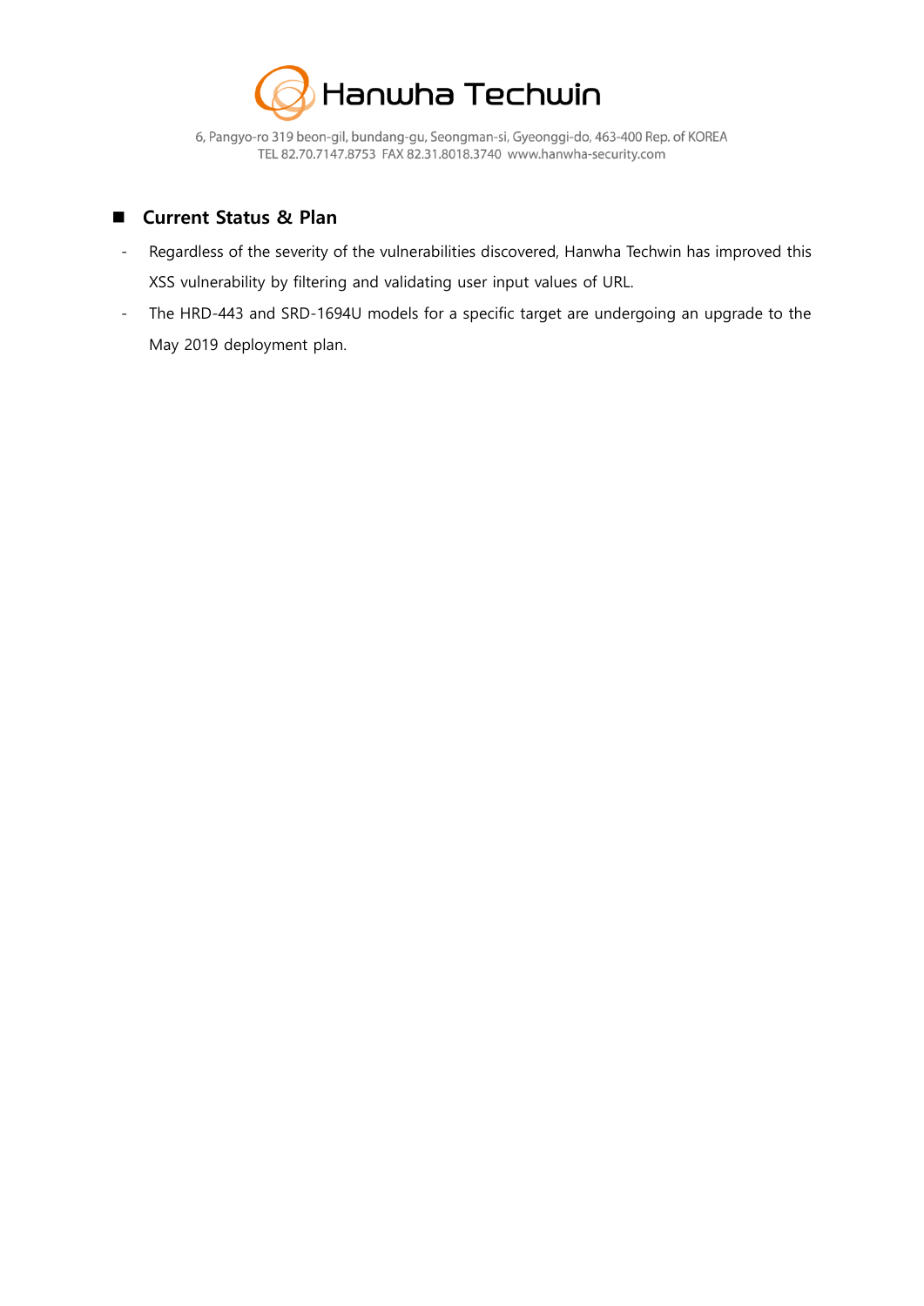## Current Status & Plan

- Regardless of the severity of the vulnerabilities discovered, Hanwha Techwin has improved this XSS vulnerability by filtering and validating user input values of URL.
- The HRD-443 and SRD-1694U models for a specific target are undergoing an upgrade to the May 2019 deployment plan.